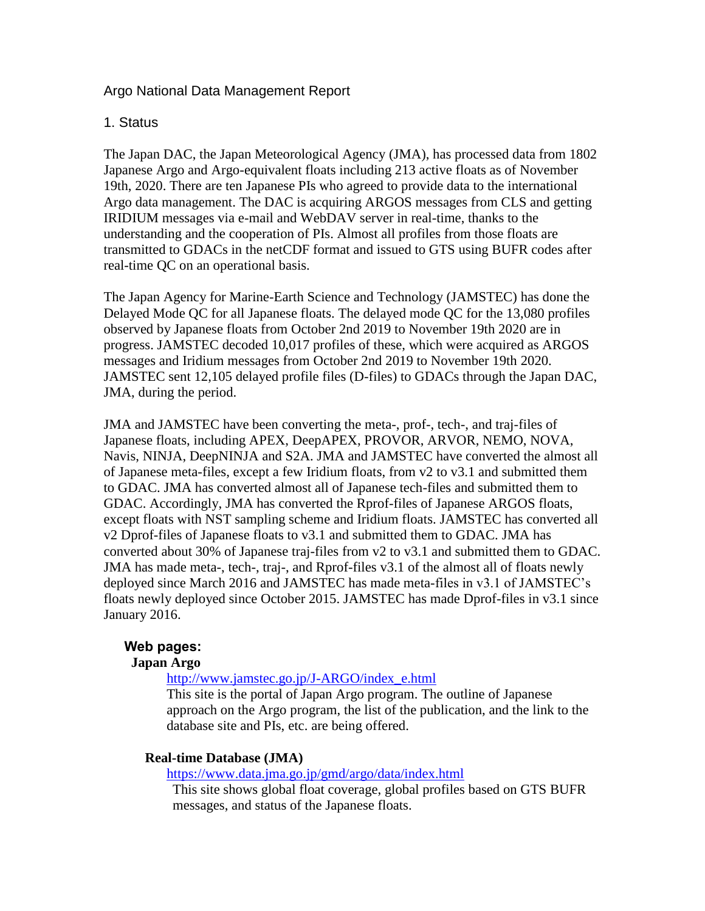# Argo National Data Management Report

## 1. Status

The Japan DAC, the Japan Meteorological Agency (JMA), has processed data from 1802 Japanese Argo and Argo-equivalent floats including 213 active floats as of November 19th, 2020. There are ten Japanese PIs who agreed to provide data to the international Argo data management. The DAC is acquiring ARGOS messages from CLS and getting IRIDIUM messages via e-mail and WebDAV server in real-time, thanks to the understanding and the cooperation of PIs. Almost all profiles from those floats are transmitted to GDACs in the netCDF format and issued to GTS using BUFR codes after real-time QC on an operational basis.

The Japan Agency for Marine-Earth Science and Technology (JAMSTEC) has done the Delayed Mode QC for all Japanese floats. The delayed mode QC for the 13,080 profiles observed by Japanese floats from October 2nd 2019 to November 19th 2020 are in progress. JAMSTEC decoded 10,017 profiles of these, which were acquired as ARGOS messages and Iridium messages from October 2nd 2019 to November 19th 2020. JAMSTEC sent 12,105 delayed profile files (D-files) to GDACs through the Japan DAC, JMA, during the period.

JMA and JAMSTEC have been converting the meta-, prof-, tech-, and traj-files of Japanese floats, including APEX, DeepAPEX, PROVOR, ARVOR, NEMO, NOVA, Navis, NINJA, DeepNINJA and S2A. JMA and JAMSTEC have converted the almost all of Japanese meta-files, except a few Iridium floats, from v2 to v3.1 and submitted them to GDAC. JMA has converted almost all of Japanese tech-files and submitted them to GDAC. Accordingly, JMA has converted the Rprof-files of Japanese ARGOS floats, except floats with NST sampling scheme and Iridium floats. JAMSTEC has converted all v2 Dprof-files of Japanese floats to v3.1 and submitted them to GDAC. JMA has converted about 30% of Japanese traj-files from v2 to v3.1 and submitted them to GDAC. JMA has made meta-, tech-, traj-, and Rprof-files v3.1 of the almost all of floats newly deployed since March 2016 and JAMSTEC has made meta-files in v3.1 of JAMSTEC's floats newly deployed since October 2015. JAMSTEC has made Dprof-files in v3.1 since January 2016.

### Web pages:

**Japan Argo**

http://www.jamstec.go.jp/J-ARGO/index_e.html
This site is the portal of Japan Argo program. The outline of Japanese approach on the Argo program, the list of the publication, and the link to the database site and PIs, etc. are being offered.

**Real-time Database (JMA)**

https://www.data.jma.go.jp/gmd/argo/data/index.html
This site shows global float coverage, global profiles based on GTS BUFR messages, and status of the Japanese floats.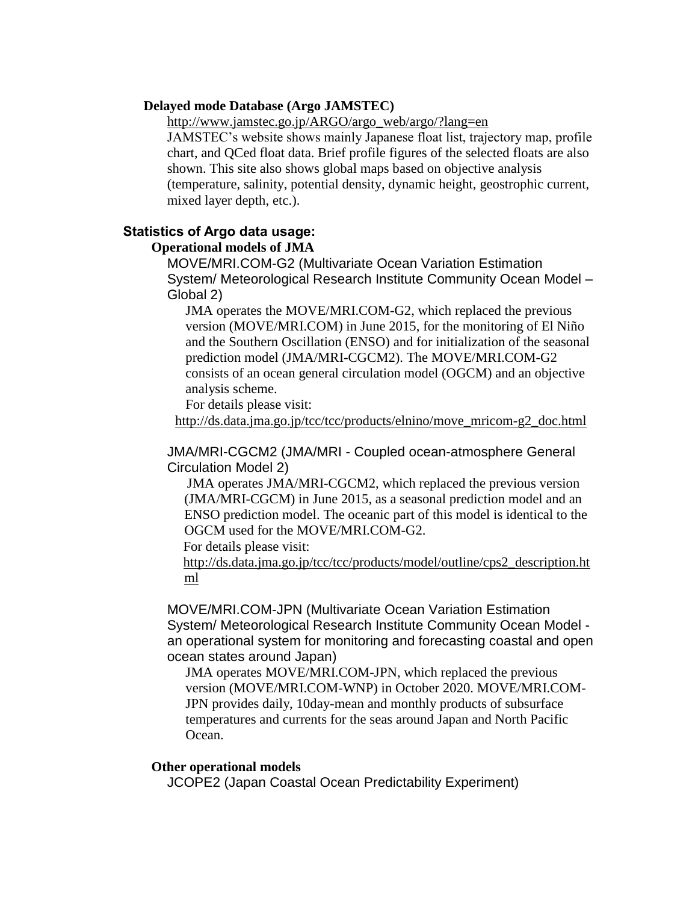**Delayed mode Database (Argo JAMSTEC)**

http://www.jamstec.go.jp/ARGO/argo_web/argo/?lang=en

JAMSTEC's website shows mainly Japanese float list, trajectory map, profile chart, and QCed float data. Brief profile figures of the selected floats are also shown. This site also shows global maps based on objective analysis (temperature, salinity, potential density, dynamic height, geostrophic current, mixed layer depth, etc.).

## Statistics of Argo data usage:

### Operational models of JMA

MOVE/MRI.COM-G2 (Multivariate Ocean Variation Estimation System/ Meteorological Research Institute Community Ocean Model – Global 2)

JMA operates the MOVE/MRI.COM-G2, which replaced the previous version (MOVE/MRI.COM) in June 2015, for the monitoring of El Niño and the Southern Oscillation (ENSO) and for initialization of the seasonal prediction model (JMA/MRI-CGCM2). The MOVE/MRI.COM-G2 consists of an ocean general circulation model (OGCM) and an objective analysis scheme.

For details please visit:

http://ds.data.jma.go.jp/tcc/tcc/products/elnino/move_mricom-g2_doc.html

JMA/MRI-CGCM2 (JMA/MRI - Coupled ocean-atmosphere General Circulation Model 2)

JMA operates JMA/MRI-CGCM2, which replaced the previous version (JMA/MRI-CGCM) in June 2015, as a seasonal prediction model and an ENSO prediction model. The oceanic part of this model is identical to the OGCM used for the MOVE/MRI.COM-G2.

For details please visit:

http://ds.data.jma.go.jp/tcc/tcc/products/model/outline/cps2_description.html

MOVE/MRI.COM-JPN (Multivariate Ocean Variation Estimation System/ Meteorological Research Institute Community Ocean Model - an operational system for monitoring and forecasting coastal and open ocean states around Japan)

JMA operates MOVE/MRI.COM-JPN, which replaced the previous version (MOVE/MRI.COM-WNP) in October 2020. MOVE/MRI.COM-JPN provides daily, 10day-mean and monthly products of subsurface temperatures and currents for the seas around Japan and North Pacific Ocean.

### Other operational models

JCOPE2 (Japan Coastal Ocean Predictability Experiment)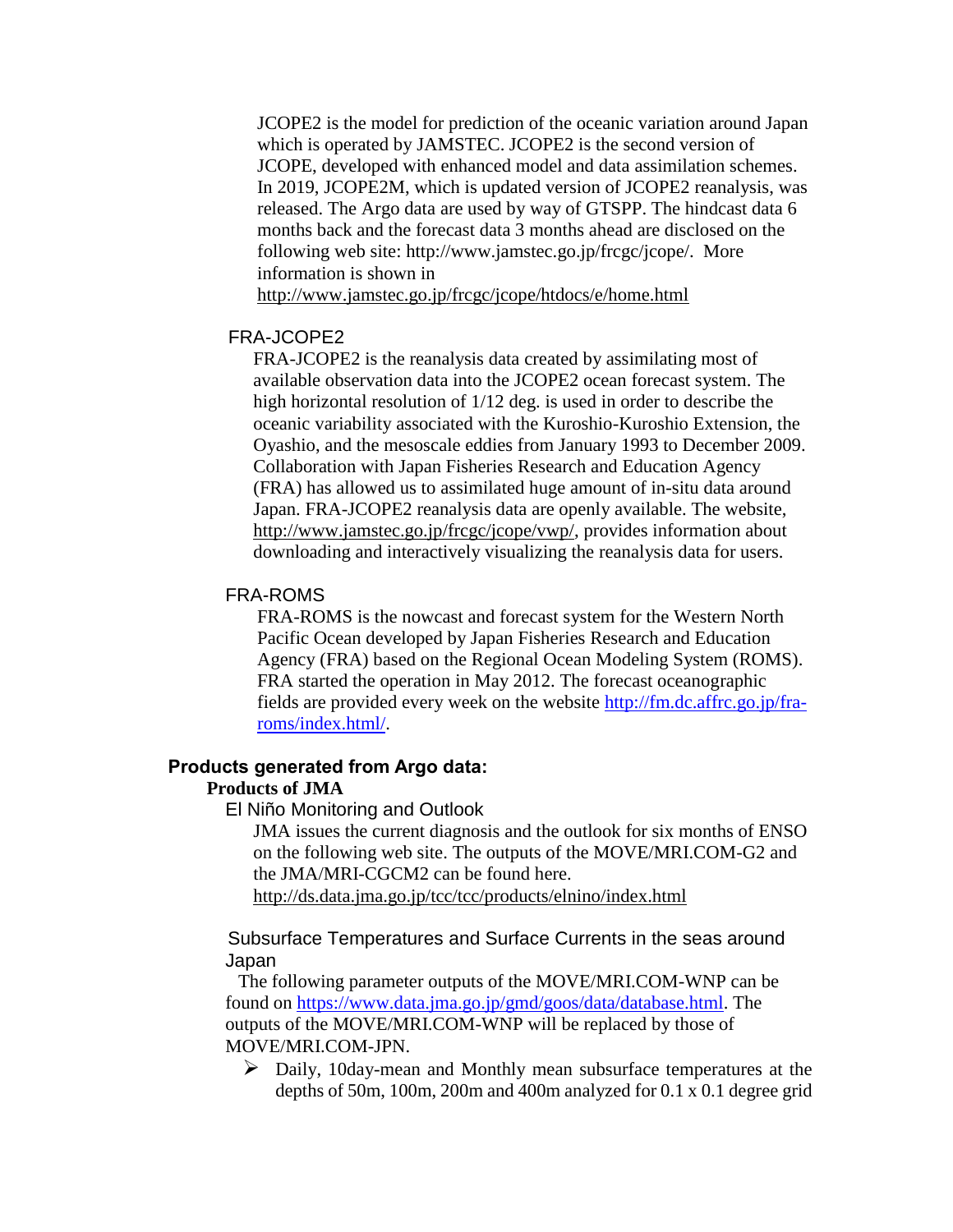JCOPE2 is the model for prediction of the oceanic variation around Japan which is operated by JAMSTEC. JCOPE2 is the second version of JCOPE, developed with enhanced model and data assimilation schemes. In 2019, JCOPE2M, which is updated version of JCOPE2 reanalysis, was released. The Argo data are used by way of GTSPP. The hindcast data 6 months back and the forecast data 3 months ahead are disclosed on the following web site: http://www.jamstec.go.jp/frcgc/jcope/. More information is shown in http://www.jamstec.go.jp/frcgc/jcope/htdocs/e/home.html

#### FRA-JCOPE2

FRA-JCOPE2 is the reanalysis data created by assimilating most of available observation data into the JCOPE2 ocean forecast system. The high horizontal resolution of 1/12 deg. is used in order to describe the oceanic variability associated with the Kuroshio-Kuroshio Extension, the Oyashio, and the mesoscale eddies from January 1993 to December 2009. Collaboration with Japan Fisheries Research and Education Agency (FRA) has allowed us to assimilated huge amount of in-situ data around Japan. FRA-JCOPE2 reanalysis data are openly available. The website, http://www.jamstec.go.jp/frcgc/jcope/vwp/, provides information about downloading and interactively visualizing the reanalysis data for users.

#### FRA-ROMS

FRA-ROMS is the nowcast and forecast system for the Western North Pacific Ocean developed by Japan Fisheries Research and Education Agency (FRA) based on the Regional Ocean Modeling System (ROMS). FRA started the operation in May 2012. The forecast oceanographic fields are provided every week on the website http://fm.dc.affrc.go.jp/fra-roms/index.html/.

## Products generated from Argo data:

### Products of JMA

#### El Niño Monitoring and Outlook

JMA issues the current diagnosis and the outlook for six months of ENSO on the following web site. The outputs of the MOVE/MRI.COM-G2 and the JMA/MRI-CGCM2 can be found here.
http://ds.data.jma.go.jp/tcc/tcc/products/elnino/index.html

#### Subsurface Temperatures and Surface Currents in the seas around Japan

The following parameter outputs of the MOVE/MRI.COM-WNP can be found on https://www.data.jma.go.jp/gmd/goos/data/database.html. The outputs of the MOVE/MRI.COM-WNP will be replaced by those of MOVE/MRI.COM-JPN.

- Daily, 10day-mean and Monthly mean subsurface temperatures at the depths of 50m, 100m, 200m and 400m analyzed for 0.1 x 0.1 degree grid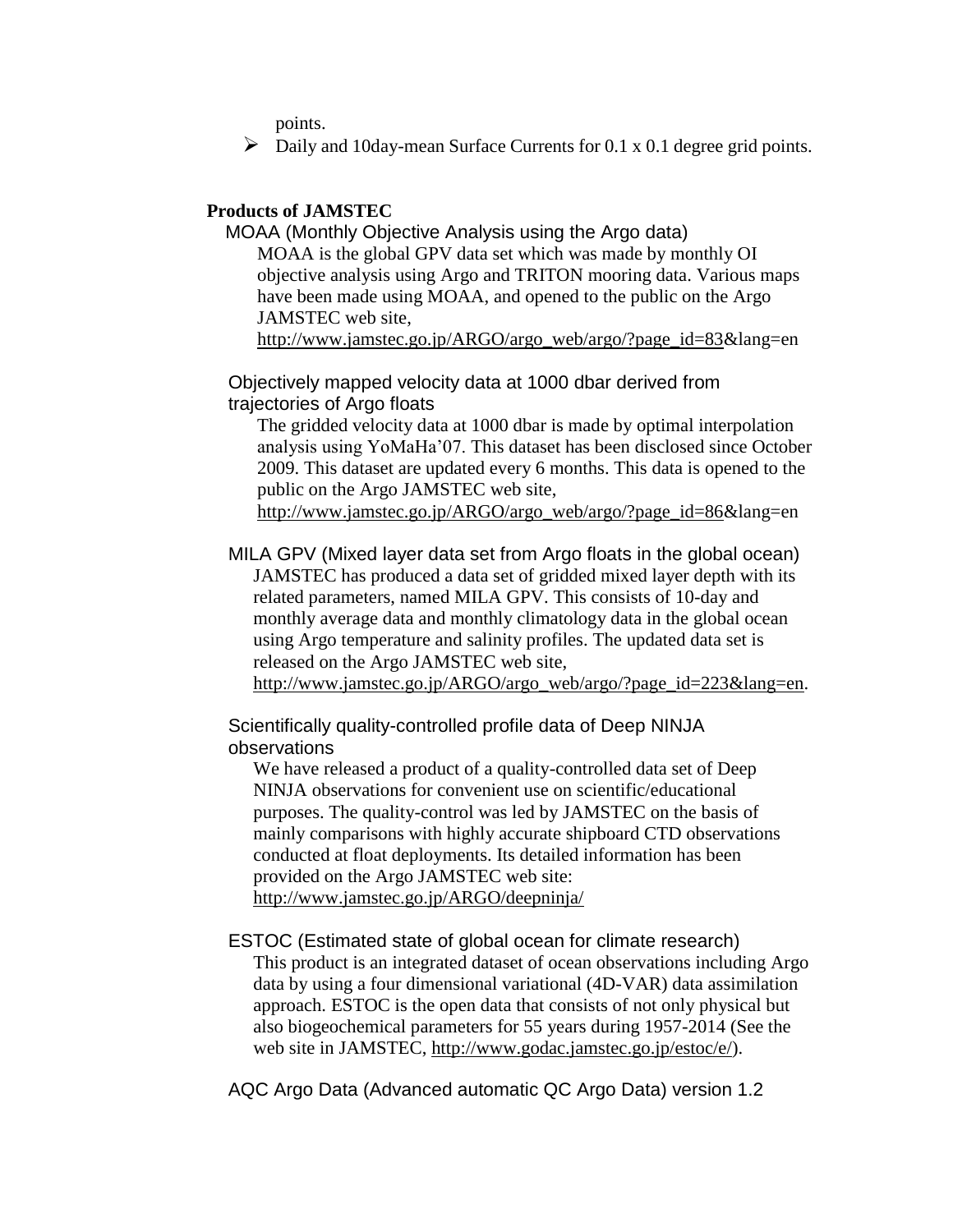points.

- Daily and 10day-mean Surface Currents for 0.1 x 0.1 degree grid points.

**Products of JAMSTEC**

MOAA (Monthly Objective Analysis using the Argo data)

MOAA is the global GPV data set which was made by monthly OI objective analysis using Argo and TRITON mooring data. Various maps have been made using MOAA, and opened to the public on the Argo JAMSTEC web site, http://www.jamstec.go.jp/ARGO/argo_web/argo/?page_id=83&lang=en

Objectively mapped velocity data at 1000 dbar derived from trajectories of Argo floats

The gridded velocity data at 1000 dbar is made by optimal interpolation analysis using YoMaHa'07. This dataset has been disclosed since October 2009. This dataset are updated every 6 months. This data is opened to the public on the Argo JAMSTEC web site, http://www.jamstec.go.jp/ARGO/argo_web/argo/?page_id=86&lang=en

MILA GPV (Mixed layer data set from Argo floats in the global ocean)

JAMSTEC has produced a data set of gridded mixed layer depth with its related parameters, named MILA GPV. This consists of 10-day and monthly average data and monthly climatology data in the global ocean using Argo temperature and salinity profiles. The updated data set is released on the Argo JAMSTEC web site, http://www.jamstec.go.jp/ARGO/argo_web/argo/?page_id=223&lang=en.

Scientifically quality-controlled profile data of Deep NINJA observations

We have released a product of a quality-controlled data set of Deep NINJA observations for convenient use on scientific/educational purposes. The quality-control was led by JAMSTEC on the basis of mainly comparisons with highly accurate shipboard CTD observations conducted at float deployments. Its detailed information has been provided on the Argo JAMSTEC web site: http://www.jamstec.go.jp/ARGO/deepninja/

ESTOC (Estimated state of global ocean for climate research)

This product is an integrated dataset of ocean observations including Argo data by using a four dimensional variational (4D-VAR) data assimilation approach. ESTOC is the open data that consists of not only physical but also biogeochemical parameters for 55 years during 1957-2014 (See the web site in JAMSTEC, http://www.godac.jamstec.go.jp/estoc/e/).

AQC Argo Data (Advanced automatic QC Argo Data) version 1.2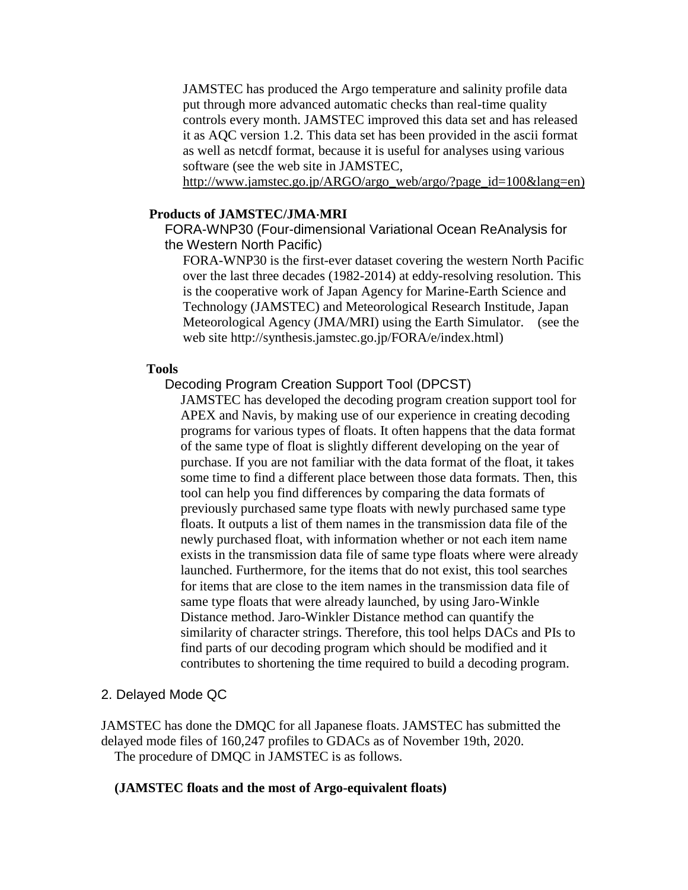JAMSTEC has produced the Argo temperature and salinity profile data put through more advanced automatic checks than real-time quality controls every month. JAMSTEC improved this data set and has released it as AQC version 1.2. This data set has been provided in the ascii format as well as netcdf format, because it is useful for analyses using various software (see the web site in JAMSTEC, http://www.jamstec.go.jp/ARGO/argo_web/argo/?page_id=100&lang=en)

**Products of JAMSTEC/JMA·MRI**

FORA-WNP30 (Four-dimensional Variational Ocean ReAnalysis for the Western North Pacific)

FORA-WNP30 is the first-ever dataset covering the western North Pacific over the last three decades (1982-2014) at eddy-resolving resolution. This is the cooperative work of Japan Agency for Marine-Earth Science and Technology (JAMSTEC) and Meteorological Research Institute, Japan Meteorological Agency (JMA/MRI) using the Earth Simulator. (see the web site http://synthesis.jamstec.go.jp/FORA/e/index.html)

**Tools**

Decoding Program Creation Support Tool (DPCST)

JAMSTEC has developed the decoding program creation support tool for APEX and Navis, by making use of our experience in creating decoding programs for various types of floats. It often happens that the data format of the same type of float is slightly different developing on the year of purchase. If you are not familiar with the data format of the float, it takes some time to find a different place between those data formats. Then, this tool can help you find differences by comparing the data formats of previously purchased same type floats with newly purchased same type floats. It outputs a list of them names in the transmission data file of the newly purchased float, with information whether or not each item name exists in the transmission data file of same type floats where were already launched. Furthermore, for the items that do not exist, this tool searches for items that are close to the item names in the transmission data file of same type floats that were already launched, by using Jaro-Winkle Distance method. Jaro-Winkler Distance method can quantify the similarity of character strings. Therefore, this tool helps DACs and PIs to find parts of our decoding program which should be modified and it contributes to shortening the time required to build a decoding program.

## 2. Delayed Mode QC

JAMSTEC has done the DMQC for all Japanese floats. JAMSTEC has submitted the delayed mode files of 160,247 profiles to GDACs as of November 19th, 2020.
The procedure of DMQC in JAMSTEC is as follows.

**(JAMSTEC floats and the most of Argo-equivalent floats)**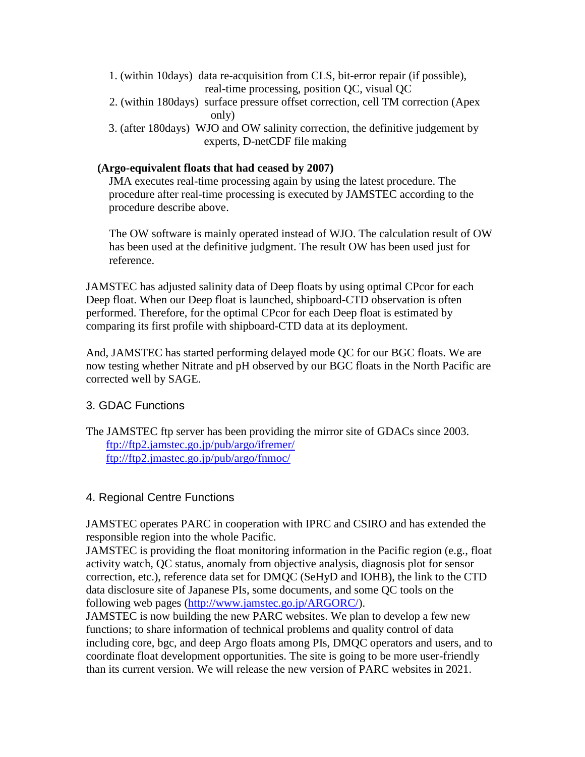1. (within 10days) data re-acquisition from CLS, bit-error repair (if possible), real-time processing, position QC, visual QC
2. (within 180days) surface pressure offset correction, cell TM correction (Apex only)
3. (after 180days) WJO and OW salinity correction, the definitive judgement by experts, D-netCDF file making

**(Argo-equivalent floats that had ceased by 2007)**

JMA executes real-time processing again by using the latest procedure. The procedure after real-time processing is executed by JAMSTEC according to the procedure describe above.

The OW software is mainly operated instead of WJO. The calculation result of OW has been used at the definitive judgment. The result OW has been used just for reference.

JAMSTEC has adjusted salinity data of Deep floats by using optimal CPcor for each Deep float. When our Deep float is launched, shipboard-CTD observation is often performed. Therefore, for the optimal CPcor for each Deep float is estimated by comparing its first profile with shipboard-CTD data at its deployment.

And, JAMSTEC has started performing delayed mode QC for our BGC floats. We are now testing whether Nitrate and pH observed by our BGC floats in the North Pacific are corrected well by SAGE.

## 3. GDAC Functions

The JAMSTEC ftp server has been providing the mirror site of GDACs since 2003.

ftp://ftp2.jamstec.go.jp/pub/argo/ifremer/
ftp://ftp2.jmastec.go.jp/pub/argo/fnmoc/

## 4. Regional Centre Functions

JAMSTEC operates PARC in cooperation with IPRC and CSIRO and has extended the responsible region into the whole Pacific.
JAMSTEC is providing the float monitoring information in the Pacific region (e.g., float activity watch, QC status, anomaly from objective analysis, diagnosis plot for sensor correction, etc.), reference data set for DMQC (SeHyD and IOHB), the link to the CTD data disclosure site of Japanese PIs, some documents, and some QC tools on the following web pages (http://www.jamstec.go.jp/ARGORC/).
JAMSTEC is now building the new PARC websites. We plan to develop a few new functions; to share information of technical problems and quality control of data including core, bgc, and deep Argo floats among PIs, DMQC operators and users, and to coordinate float development opportunities. The site is going to be more user-friendly than its current version. We will release the new version of PARC websites in 2021.